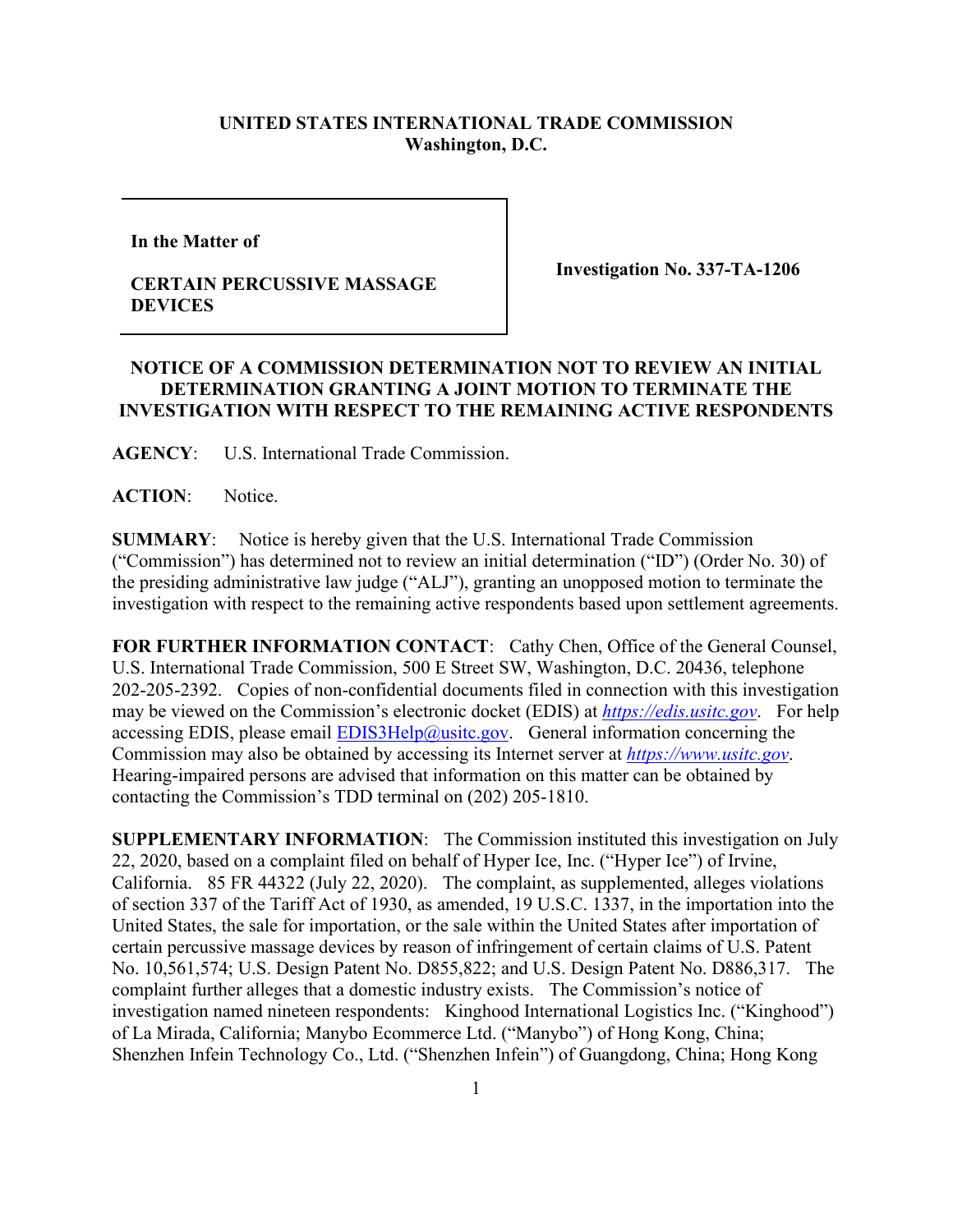**UNITED STATES INTERNATIONAL TRADE COMMISSION**
**Washington, D.C.**

| In the Matter of<br><br>**CERTAIN PERCUSSIVE MASSAGE DEVICES** | **Investigation No. 337-TA-1206** |
|---|---|

**NOTICE OF A COMMISSION DETERMINATION NOT TO REVIEW AN INITIAL DETERMINATION GRANTING A JOINT MOTION TO TERMINATE THE INVESTIGATION WITH RESPECT TO THE REMAINING ACTIVE RESPONDENTS**

**AGENCY**: U.S. International Trade Commission.

**ACTION**: Notice.

**SUMMARY**: Notice is hereby given that the U.S. International Trade Commission ("Commission") has determined not to review an initial determination ("ID") (Order No. 30) of the presiding administrative law judge ("ALJ"), granting an unopposed motion to terminate the investigation with respect to the remaining active respondents based upon settlement agreements.

**FOR FURTHER INFORMATION CONTACT**: Cathy Chen, Office of the General Counsel, U.S. International Trade Commission, 500 E Street SW, Washington, D.C. 20436, telephone 202-205-2392. Copies of non-confidential documents filed in connection with this investigation may be viewed on the Commission's electronic docket (EDIS) at *https://edis.usitc.gov*. For help accessing EDIS, please email EDIS3Help@usitc.gov. General information concerning the Commission may also be obtained by accessing its Internet server at *https://www.usitc.gov*. Hearing-impaired persons are advised that information on this matter can be obtained by contacting the Commission's TDD terminal on (202) 205-1810.

**SUPPLEMENTARY INFORMATION**: The Commission instituted this investigation on July 22, 2020, based on a complaint filed on behalf of Hyper Ice, Inc. ("Hyper Ice") of Irvine, California. 85 FR 44322 (July 22, 2020). The complaint, as supplemented, alleges violations of section 337 of the Tariff Act of 1930, as amended, 19 U.S.C. 1337, in the importation into the United States, the sale for importation, or the sale within the United States after importation of certain percussive massage devices by reason of infringement of certain claims of U.S. Patent No. 10,561,574; U.S. Design Patent No. D855,822; and U.S. Design Patent No. D886,317. The complaint further alleges that a domestic industry exists. The Commission's notice of investigation named nineteen respondents: Kinghood International Logistics Inc. ("Kinghood") of La Mirada, California; Manybo Ecommerce Ltd. ("Manybo") of Hong Kong, China; Shenzhen Infein Technology Co., Ltd. ("Shenzhen Infein") of Guangdong, China; Hong Kong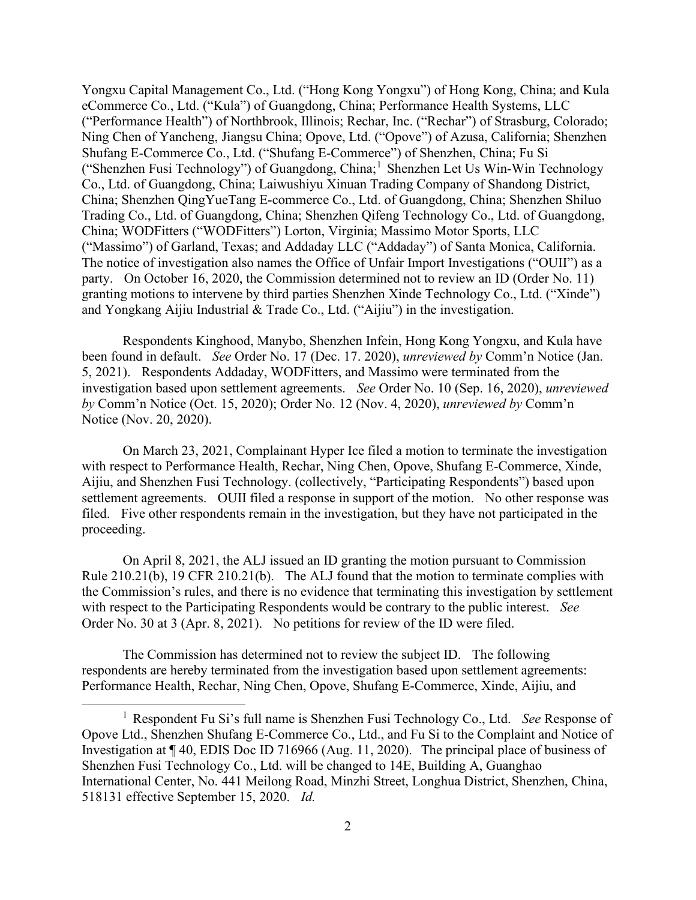Yongxu Capital Management Co., Ltd. ("Hong Kong Yongxu") of Hong Kong, China; and Kula eCommerce Co., Ltd. ("Kula") of Guangdong, China; Performance Health Systems, LLC ("Performance Health") of Northbrook, Illinois; Rechar, Inc. ("Rechar") of Strasburg, Colorado; Ning Chen of Yancheng, Jiangsu China; Opove, Ltd. ("Opove") of Azusa, California; Shenzhen Shufang E-Commerce Co., Ltd. ("Shufang E-Commerce") of Shenzhen, China; Fu Si ("Shenzhen Fusi Technology") of Guangdong, China;[1] Shenzhen Let Us Win-Win Technology Co., Ltd. of Guangdong, China; Laiwushiyu Xinuan Trading Company of Shandong District, China; Shenzhen QingYueTang E-commerce Co., Ltd. of Guangdong, China; Shenzhen Shiluo Trading Co., Ltd. of Guangdong, China; Shenzhen Qifeng Technology Co., Ltd. of Guangdong, China; WODFitters ("WODFitters") Lorton, Virginia; Massimo Motor Sports, LLC ("Massimo") of Garland, Texas; and Addaday LLC ("Addaday") of Santa Monica, California. The notice of investigation also names the Office of Unfair Import Investigations ("OUII") as a party. On October 16, 2020, the Commission determined not to review an ID (Order No. 11) granting motions to intervene by third parties Shenzhen Xinde Technology Co., Ltd. ("Xinde") and Yongkang Aijiu Industrial & Trade Co., Ltd. ("Aijiu") in the investigation.

Respondents Kinghood, Manybo, Shenzhen Infein, Hong Kong Yongxu, and Kula have been found in default. *See* Order No. 17 (Dec. 17. 2020), *unreviewed by* Comm'n Notice (Jan. 5, 2021). Respondents Addaday, WODFitters, and Massimo were terminated from the investigation based upon settlement agreements. *See* Order No. 10 (Sep. 16, 2020), *unreviewed by* Comm'n Notice (Oct. 15, 2020); Order No. 12 (Nov. 4, 2020), *unreviewed by* Comm'n Notice (Nov. 20, 2020).

On March 23, 2021, Complainant Hyper Ice filed a motion to terminate the investigation with respect to Performance Health, Rechar, Ning Chen, Opove, Shufang E-Commerce, Xinde, Aijiu, and Shenzhen Fusi Technology. (collectively, "Participating Respondents") based upon settlement agreements. OUII filed a response in support of the motion. No other response was filed. Five other respondents remain in the investigation, but they have not participated in the proceeding.

On April 8, 2021, the ALJ issued an ID granting the motion pursuant to Commission Rule 210.21(b), 19 CFR 210.21(b). The ALJ found that the motion to terminate complies with the Commission's rules, and there is no evidence that terminating this investigation by settlement with respect to the Participating Respondents would be contrary to the public interest. *See* Order No. 30 at 3 (Apr. 8, 2021). No petitions for review of the ID were filed.

The Commission has determined not to review the subject ID. The following respondents are hereby terminated from the investigation based upon settlement agreements: Performance Health, Rechar, Ning Chen, Opove, Shufang E-Commerce, Xinde, Aijiu, and

---

[1] Respondent Fu Si's full name is Shenzhen Fusi Technology Co., Ltd. *See* Response of Opove Ltd., Shenzhen Shufang E-Commerce Co., Ltd., and Fu Si to the Complaint and Notice of Investigation at ¶ 40, EDIS Doc ID 716966 (Aug. 11, 2020). The principal place of business of Shenzhen Fusi Technology Co., Ltd. will be changed to 14E, Building A, Guanghao International Center, No. 441 Meilong Road, Minzhi Street, Longhua District, Shenzhen, China, 518131 effective September 15, 2020. *Id.*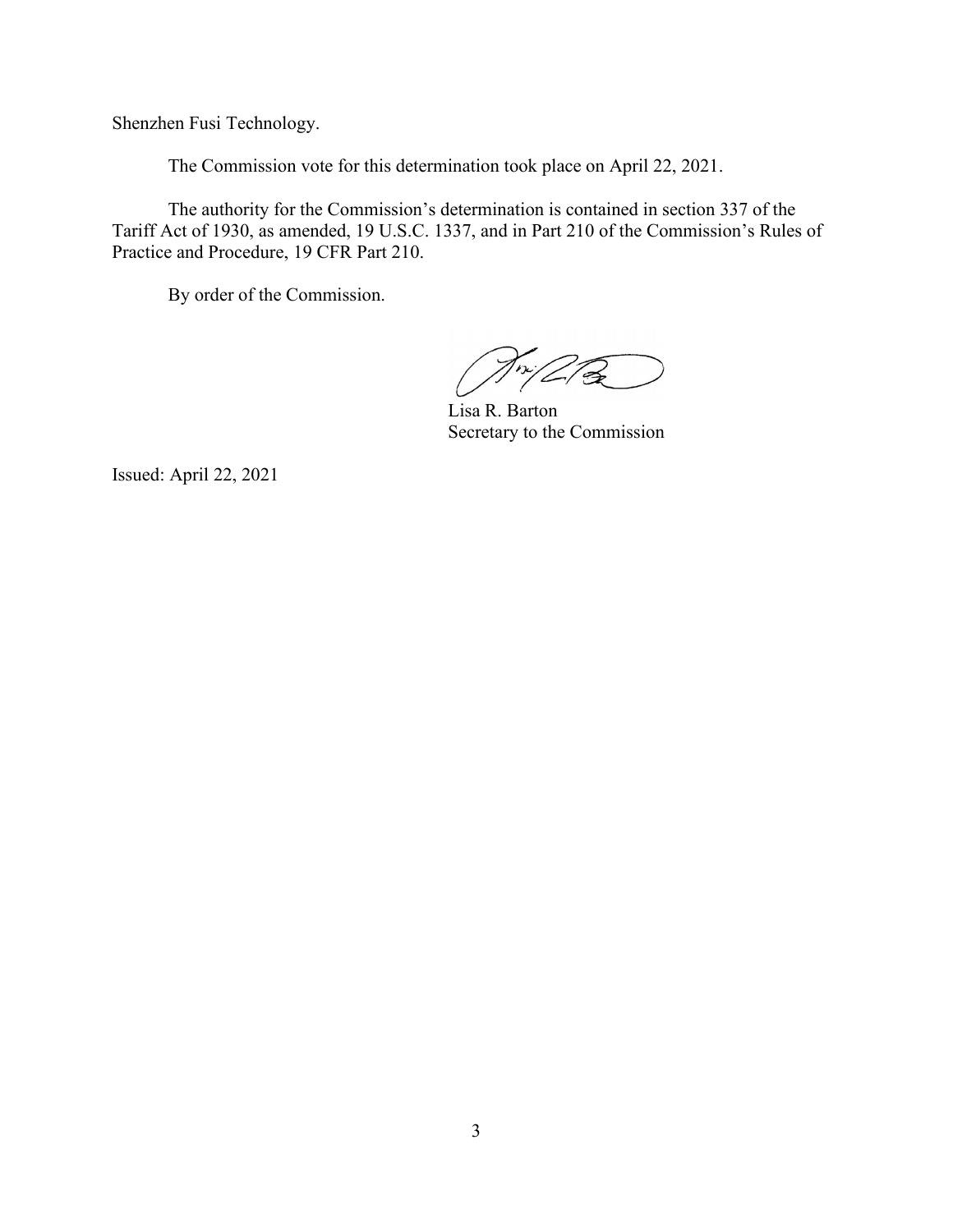Shenzhen Fusi Technology.

The Commission vote for this determination took place on April 22, 2021.

The authority for the Commission's determination is contained in section 337 of the Tariff Act of 1930, as amended, 19 U.S.C. 1337, and in Part 210 of the Commission's Rules of Practice and Procedure, 19 CFR Part 210.

By order of the Commission.

Lisa R. Barton
Secretary to the Commission

Issued: April 22, 2021